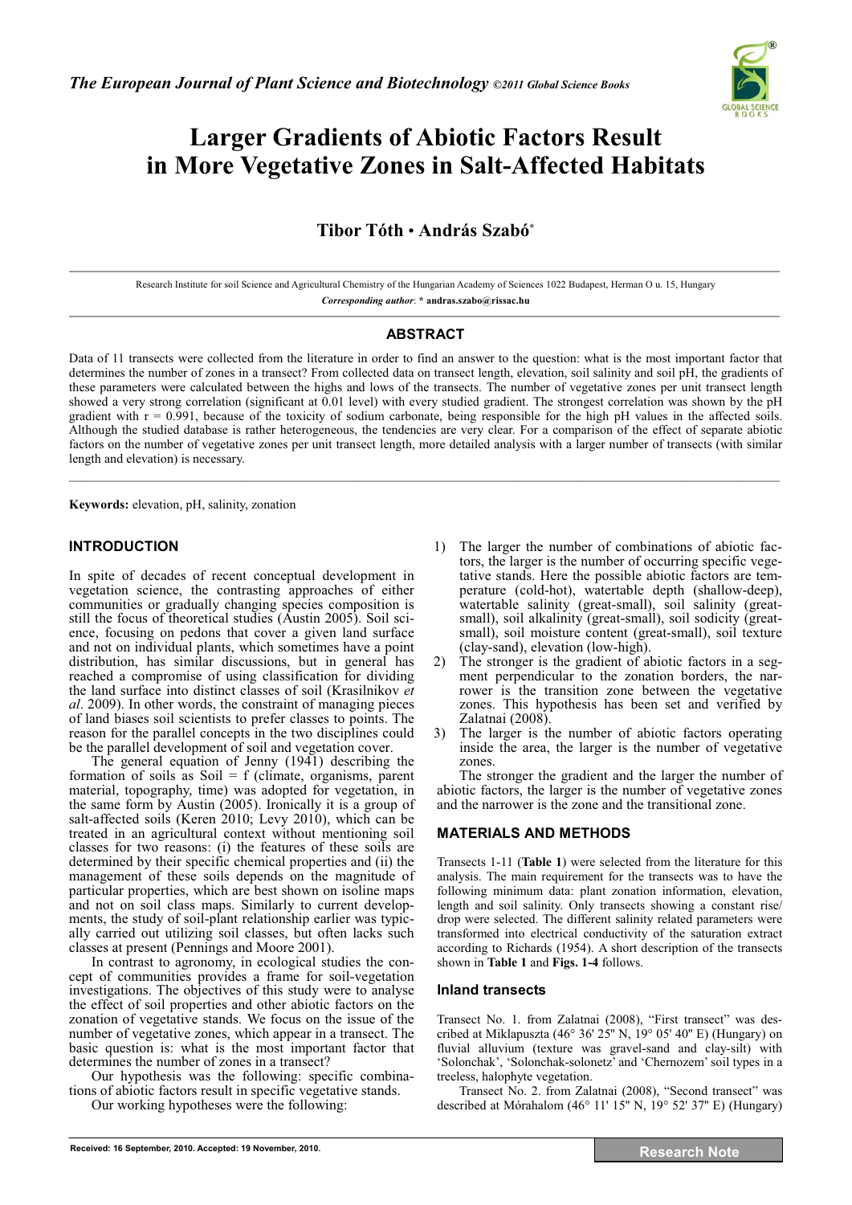*The European Journal of Plant Science and Biotechnology* ©2011 Global Science Books

# Larger Gradients of Abiotic Factors Result in More Vegetative Zones in Salt-Affected Habitats

**Tibor Tóth • András Szabó***

Research Institute for soil Science and Agricultural Chemistry of the Hungarian Academy of Sciences 1022 Budapest, Herman O u. 15, Hungary

*Corresponding author*: * **andras.szabo@rissac.hu**

## ABSTRACT

Data of 11 transects were collected from the literature in order to find an answer to the question: what is the most important factor that determines the number of zones in a transect? From collected data on transect length, elevation, soil salinity and soil pH, the gradients of these parameters were calculated between the highs and lows of the transects. The number of vegetative zones per unit transect length showed a very strong correlation (significant at 0.01 level) with every studied gradient. The strongest correlation was shown by the pH gradient with r = 0.991, because of the toxicity of sodium carbonate, being responsible for the high pH values in the affected soils. Although the studied database is rather heterogeneous, the tendencies are very clear. For a comparison of the effect of separate abiotic factors on the number of vegetative zones per unit transect length, more detailed analysis with a larger number of transects (with similar length and elevation) is necessary.

**Keywords:** elevation, pH, salinity, zonation

## INTRODUCTION

In spite of decades of recent conceptual development in vegetation science, the contrasting approaches of either communities or gradually changing species composition is still the focus of theoretical studies (Austin 2005). Soil science, focusing on pedons that cover a given land surface and not on individual plants, which sometimes have a point distribution, has similar discussions, but in general has reached a compromise of using classification for dividing the land surface into distinct classes of soil (Krasilnikov *et al*. 2009). In other words, the constraint of managing pieces of land biases soil scientists to prefer classes to points. The reason for the parallel concepts in the two disciplines could be the parallel development of soil and vegetation cover.

The general equation of Jenny (1941) describing the formation of soils as Soil = f (climate, organisms, parent material, topography, time) was adopted for vegetation, in the same form by Austin (2005). Ironically it is a group of salt-affected soils (Keren 2010; Levy 2010), which can be treated in an agricultural context without mentioning soil classes for two reasons: (i) the features of these soils are determined by their specific chemical properties and (ii) the management of these soils depends on the magnitude of particular properties, which are best shown on isoline maps and not on soil class maps. Similarly to current developments, the study of soil-plant relationship earlier was typically carried out utilizing soil classes, but often lacks such classes at present (Pennings and Moore 2001).

In contrast to agronomy, in ecological studies the concept of communities provides a frame for soil-vegetation investigations. The objectives of this study were to analyse the effect of soil properties and other abiotic factors on the zonation of vegetative stands. We focus on the issue of the number of vegetative zones, which appear in a transect. The basic question is: what is the most important factor that determines the number of zones in a transect?

Our hypothesis was the following: specific combinations of abiotic factors result in specific vegetative stands.

Our working hypotheses were the following:

1) The larger the number of combinations of abiotic factors, the larger is the number of occurring specific vegetative stands. Here the possible abiotic factors are temperature (cold-hot), watertable depth (shallow-deep), watertable salinity (great-small), soil salinity (great-small), soil alkalinity (great-small), soil sodicity (great-small), soil moisture content (great-small), soil texture (clay-sand), elevation (low-high).
2) The stronger is the gradient of abiotic factors in a segment perpendicular to the zonation borders, the narrower is the transition zone between the vegetative zones. This hypothesis has been set and verified by Zalatnai (2008).
3) The larger is the number of abiotic factors operating inside the area, the larger is the number of vegetative zones.

The stronger the gradient and the larger the number of abiotic factors, the larger is the number of vegetative zones and the narrower is the zone and the transitional zone.

## MATERIALS AND METHODS

Transects 1-11 (**Table 1**) were selected from the literature for this analysis. The main requirement for the transects was to have the following minimum data: plant zonation information, elevation, length and soil salinity. Only transects showing a constant rise/drop were selected. The different salinity related parameters were transformed into electrical conductivity of the saturation extract according to Richards (1954). A short description of the transects shown in **Table 1** and **Figs. 1-4** follows.

### Inland transects

Transect No. 1. from Zalatnai (2008), "First transect" was described at Miklapuszta (46° 36' 25" N, 19° 05' 40" E) (Hungary) on fluvial alluvium (texture was gravel-sand and clay-silt) with 'Solonchak', 'Solonchak-solonetz' and 'Chernozem' soil types in a treeless, halophyte vegetation.

Transect No. 2. from Zalatnai (2008), "Second transect" was described at Mórahalom (46° 11' 15" N, 19° 52' 37" E) (Hungary)

Received: 16 September, 2010. Accepted: 19 November, 2010.

**Research Note**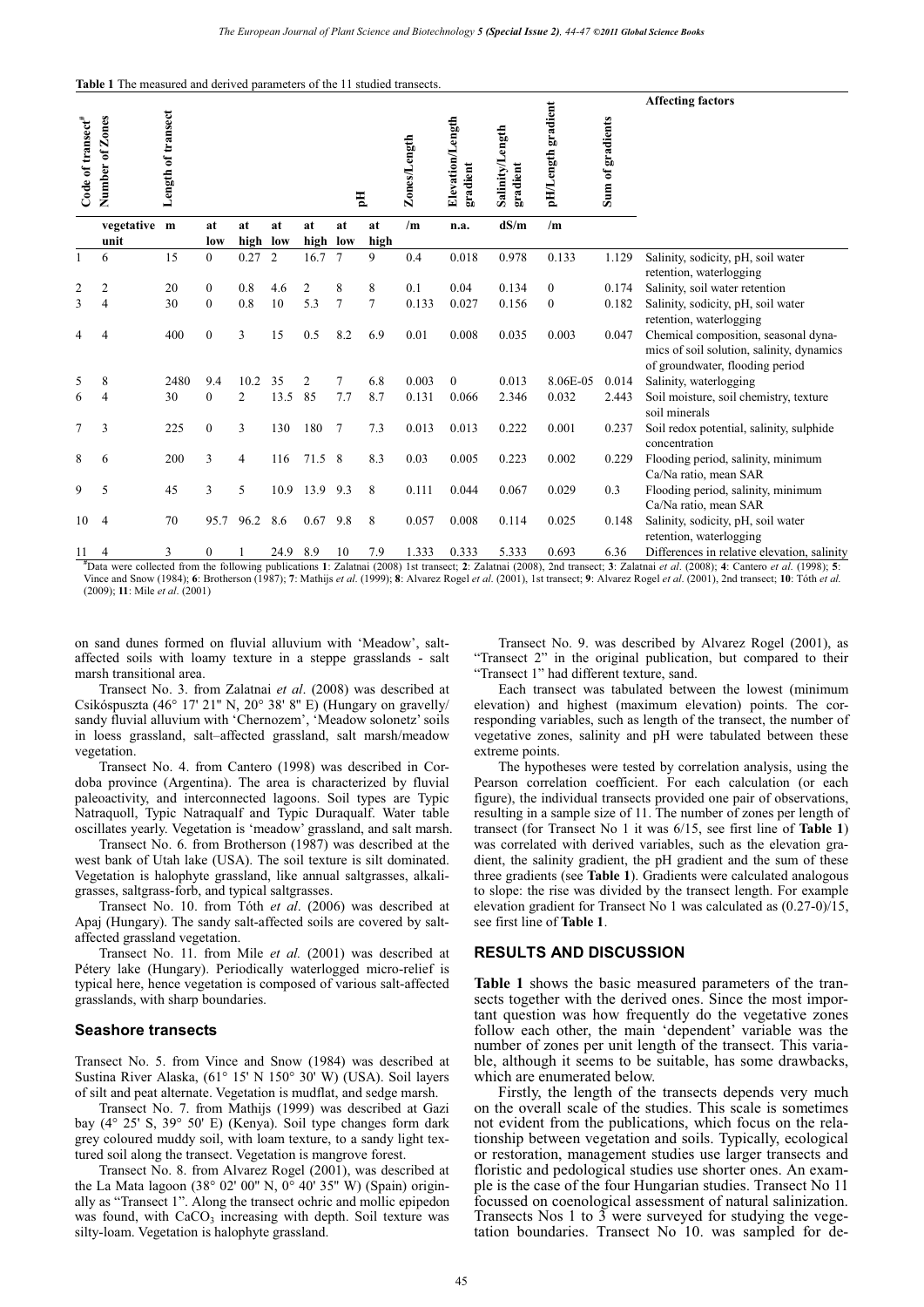**Table 1** The measured and derived parameters of the 11 studied transects.

| Code of transect[#] | Number of Zones | Length of transect | | | | | pH | | Zones/Length | Elevation/Length gradient | Salinity/Length gradient | pH/Length gradient | Sum of gradients | Affecting factors |
|---|---|---|---|---|---|---|---|---|---|---|---|---|---|---|
| | vegetative unit | m | at low | at high | at low | at high | at low | at high | /m | n.a. | dS/m | /m | | |
| 1 | 6 | 15 | 0 | 0.27 | 2 | 16.7 | 7 | 9 | 0.4 | 0.018 | 0.978 | 0.133 | 1.129 | Salinity, sodicity, pH, soil water retention, waterlogging |
| 2 | 2 | 20 | 0 | 0.8 | 4.6 | 2 | 8 | 8 | 0.1 | 0.04 | 0.134 | 0 | 0.174 | Salinity, soil water retention |
| 3 | 4 | 30 | 0 | 0.8 | 10 | 5.3 | 7 | 7 | 0.133 | 0.027 | 0.156 | 0 | 0.182 | Salinity, sodicity, pH, soil water retention, waterlogging |
| 4 | 4 | 400 | 0 | 3 | 15 | 0.5 | 8.2 | 6.9 | 0.01 | 0.008 | 0.035 | 0.003 | 0.047 | Chemical composition, seasonal dynamics of soil solution, salinity, dynamics of groundwater, flooding period |
| 5 | 8 | 2480 | 9.4 | 10.2 | 35 | 2 | 7 | 6.8 | 0.003 | 0 | 0.013 | 8.06E-05 | 0.014 | Salinity, waterlogging |
| 6 | 4 | 30 | 0 | 2 | 13.5 | 85 | 7.7 | 8.7 | 0.131 | 0.066 | 2.346 | 0.032 | 2.443 | Soil moisture, soil chemistry, texture soil minerals |
| 7 | 3 | 225 | 0 | 3 | 130 | 180 | 7 | 7.3 | 0.013 | 0.013 | 0.222 | 0.001 | 0.237 | Soil redox potential, salinity, sulphide concentration |
| 8 | 6 | 200 | 3 | 4 | 116 | 71.5 | 8 | 8.3 | 0.03 | 0.005 | 0.223 | 0.002 | 0.229 | Flooding period, salinity, minimum Ca/Na ratio, mean SAR |
| 9 | 5 | 45 | 3 | 5 | 10.9 | 13.9 | 9.3 | 8 | 0.111 | 0.044 | 0.067 | 0.029 | 0.3 | Flooding period, salinity, minimum Ca/Na ratio, mean SAR |
| 10 | 4 | 70 | 95.7 | 96.2 | 8.6 | 0.67 | 9.8 | 8 | 0.057 | 0.008 | 0.114 | 0.025 | 0.148 | Salinity, sodicity, pH, soil water retention, waterlogging |
| 11 | 4 | 3 | 0 | 1 | 24.9 | 8.9 | 10 | 7.9 | 1.333 | 0.333 | 5.333 | 0.693 | 6.36 | Differences in relative elevation, salinity |

[#]Data were collected from the following publications **1**: Zalatnai (2008) 1st transect; **2**: Zalatnai (2008), 2nd transect; **3**: Zalatnai *et al*. (2008); **4**: Cantero *et al*. (1998); **5**: Vince and Snow (1984); **6**: Brotherson (1987); **7**: Mathijs *et al*. (1999); **8**: Alvarez Rogel *et al*. (2001), 1st transect; **9**: Alvarez Rogel *et al*. (2001), 2nd transect; **10**: Tóth *et al.* (2009); **11**: Mile *et al*. (2001)

on sand dunes formed on fluvial alluvium with 'Meadow', salt-affected soils with loamy texture in a steppe grasslands - salt marsh transitional area.

Transect No. 3. from Zalatnai *et al*. (2008) was described at Csikóspuszta (46° 17' 21" N, 20° 38' 8" E) (Hungary on gravelly/sandy fluvial alluvium with 'Chernozem', 'Meadow solonetz' soils in loess grassland, salt–affected grassland, salt marsh/meadow vegetation.

Transect No. 4. from Cantero (1998) was described in Cordoba province (Argentina). The area is characterized by fluvial paleoactivity, and interconnected lagoons. Soil types are Typic Natraquoll, Typic Natraqualf and Typic Duraqualf. Water table oscillates yearly. Vegetation is 'meadow' grassland, and salt marsh.

Transect No. 6. from Brotherson (1987) was described at the west bank of Utah lake (USA). The soil texture is silt dominated. Vegetation is halophyte grassland, like annual saltgrasses, alkali-grasses, saltgrass-forb, and typical saltgrasses.

Transect No. 10. from Tóth *et al*. (2006) was described at Apaj (Hungary). The sandy salt-affected soils are covered by salt-affected grassland vegetation.

Transect No. 11. from Mile *et al.* (2001) was described at Pétery lake (Hungary). Periodically waterlogged micro-relief is typical here, hence vegetation is composed of various salt-affected grasslands, with sharp boundaries.

### Seashore transects

Transect No. 5. from Vince and Snow (1984) was described at Sustina River Alaska, (61° 15' N 150° 30' W) (USA). Soil layers of silt and peat alternate. Vegetation is mudflat, and sedge marsh.

Transect No. 7. from Mathijs (1999) was described at Gazi bay (4° 25' S, 39° 50' E) (Kenya). Soil type changes form dark grey coloured muddy soil, with loam texture, to a sandy light textured soil along the transect. Vegetation is mangrove forest.

Transect No. 8. from Alvarez Rogel (2001), was described at the La Mata lagoon (38° 02' 00" N, 0° 40' 35" W) (Spain) originally as "Transect 1". Along the transect ochric and mollic epipedon was found, with $CaCO_3$ increasing with depth. Soil texture was silty-loam. Vegetation is halophyte grassland.

Transect No. 9. was described by Alvarez Rogel (2001), as "Transect 2" in the original publication, but compared to their "Transect 1" had different texture, sand.

Each transect was tabulated between the lowest (minimum elevation) and highest (maximum elevation) points. The corresponding variables, such as length of the transect, the number of vegetative zones, salinity and pH were tabulated between these extreme points.

The hypotheses were tested by correlation analysis, using the Pearson correlation coefficient. For each calculation (or each figure), the individual transects provided one pair of observations, resulting in a sample size of 11. The number of zones per length of transect (for Transect No 1 it was 6/15, see first line of **Table 1**) was correlated with derived variables, such as the elevation gradient, the salinity gradient, the pH gradient and the sum of these three gradients (see **Table 1**). Gradients were calculated analogous to slope: the rise was divided by the transect length. For example elevation gradient for Transect No 1 was calculated as (0.27-0)/15, see first line of **Table 1**.

## RESULTS AND DISCUSSION

**Table 1** shows the basic measured parameters of the transects together with the derived ones. Since the most important question was how frequently do the vegetative zones follow each other, the main 'dependent' variable was the number of zones per unit length of the transect. This variable, although it seems to be suitable, has some drawbacks, which are enumerated below.

Firstly, the length of the transects depends very much on the overall scale of the studies. This scale is sometimes not evident from the publications, which focus on the relationship between vegetation and soils. Typically, ecological or restoration, management studies use larger transects and floristic and pedological studies use shorter ones. An example is the case of the four Hungarian studies. Transect No 11 focussed on coenological assessment of natural salinization. Transects Nos 1 to 3 were surveyed for studying the vegetation boundaries. Transect No 10. was sampled for de-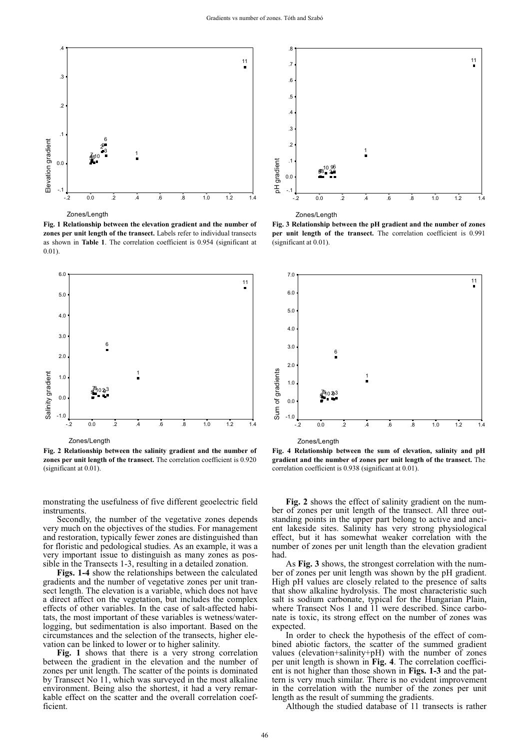**Fig. 1 Relationship between the elevation gradient and the number of zones per unit length of the transect.** Labels refer to individual transects as shown in **Table 1**. The correlation coefficient is 0.954 (significant at 0.01).

**Fig. 3 Relationship between the pH gradient and the number of zones per unit length of the transect.** The correlation coefficient is 0.991 (significant at 0.01).

**Fig. 2 Relationship between the salinity gradient and the number of zones per unit length of the transect.** The correlation coefficient is 0.920 (significant at 0.01).

**Fig. 4 Relationship between the sum of elevation, salinity and pH gradient and the number of zones per unit length of the transect.** The correlation coefficient is 0.938 (significant at 0.01).

monstrating the usefulness of five different geoelectric field instruments.

Secondly, the number of the vegetative zones depends very much on the objectives of the studies. For management and restoration, typically fewer zones are distinguished than for floristic and pedological studies. As an example, it was a very important issue to distinguish as many zones as possible in the Transects 1-3, resulting in a detailed zonation.

**Figs. 1-4** show the relationships between the calculated gradients and the number of vegetative zones per unit transect length. The elevation is a variable, which does not have a direct affect on the vegetation, but includes the complex effects of other variables. In the case of salt-affected habitats, the most important of these variables is wetness/waterlogging, but sedimentation is also important. Based on the circumstances and the selection of the transects, higher elevation can be linked to lower or to higher salinity.

**Fig. 1** shows that there is a very strong correlation between the gradient in the elevation and the number of zones per unit length. The scatter of the points is dominated by Transect No 11, which was surveyed in the most alkaline environment. Being also the shortest, it had a very remarkable effect on the scatter and the overall correlation coefficient.

**Fig. 2** shows the effect of salinity gradient on the number of zones per unit length of the transect. All three outstanding points in the upper part belong to active and ancient lakeside sites. Salinity has very strong physiological effect, but it has somewhat weaker correlation with the number of zones per unit length than the elevation gradient had.

As **Fig. 3** shows, the strongest correlation with the number of zones per unit length was shown by the pH gradient. High pH values are closely related to the presence of salts that show alkaline hydrolysis. The most characteristic such salt is sodium carbonate, typical for the Hungarian Plain, where Transect Nos 1 and 11 were described. Since carbonate is toxic, its strong effect on the number of zones was expected.

In order to check the hypothesis of the effect of combined abiotic factors, the scatter of the summed gradient values (elevation+salinity+pH) with the number of zones per unit length is shown in **Fig. 4**. The correlation coefficient is not higher than those shown in **Figs. 1-3** and the pattern is very much similar. There is no evident improvement in the correlation with the number of the zones per unit length as the result of summing the gradients.

Although the studied database of 11 transects is rather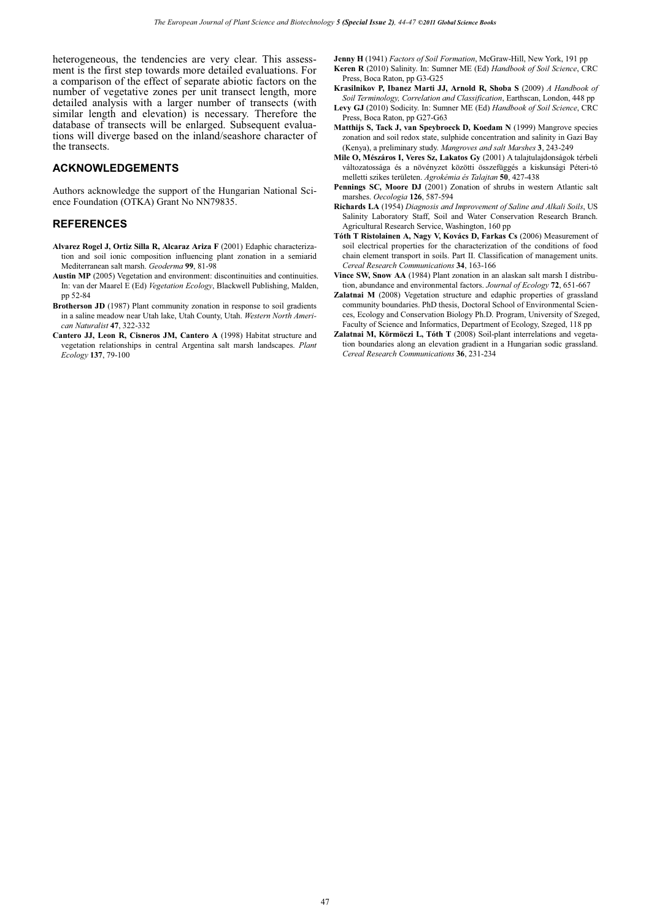heterogeneous, the tendencies are very clear. This assessment is the first step towards more detailed evaluations. For a comparison of the effect of separate abiotic factors on the number of vegetative zones per unit transect length, more detailed analysis with a larger number of transects (with similar length and elevation) is necessary. Therefore the database of transects will be enlarged. Subsequent evaluations will diverge based on the inland/seashore character of the transects.

## ACKNOWLEDGEMENTS

Authors acknowledge the support of the Hungarian National Science Foundation (OTKA) Grant No NN79835.

## REFERENCES

**Alvarez Rogel J, Ortiz Silla R, Alcaraz Ariza F** (2001) Edaphic characterization and soil ionic composition influencing plant zonation in a semiarid Mediterranean salt marsh. *Geoderma* **99**, 81-98

**Austin MP** (2005) Vegetation and environment: discontinuities and continuities. In: van der Maarel E (Ed) *Vegetation Ecology*, Blackwell Publishing, Malden, pp 52-84

**Brotherson JD** (1987) Plant community zonation in response to soil gradients in a saline meadow near Utah lake, Utah County, Utah. *Western North American Naturalist* **47**, 322-332

**Cantero JJ, Leon R, Cisneros JM, Cantero A** (1998) Habitat structure and vegetation relationships in central Argentina salt marsh landscapes. *Plant Ecology* **137**, 79-100

**Jenny H** (1941) *Factors of Soil Formation*, McGraw-Hill, New York, 191 pp

**Keren R** (2010) Salinity. In: Sumner ME (Ed) *Handbook of Soil Science*, CRC Press, Boca Raton, pp G3-G25

**Krasilnikov P, Ibanez Marti JJ, Arnold R, Shoba S** (2009) *A Handbook of Soil Terminology, Correlation and Classification*, Earthscan, London, 448 pp

**Levy GJ** (2010) Sodicity. In: Sumner ME (Ed) *Handbook of Soil Science*, CRC Press, Boca Raton, pp G27-G63

**Matthijs S, Tack J, van Speybroeck D, Koedam N** (1999) Mangrove species zonation and soil redox state, sulphide concentration and salinity in Gazi Bay (Kenya), a preliminary study. *Mangroves and salt Marshes* **3**, 243-249

**Mile O, Mészáros I, Veres Sz, Lakatos Gy** (2001) A talajtulajdonságok térbeli változatossága és a növényzet közötti összefüggés a kiskunsági Péteri-tó melletti szikes területen. *Agrokémia és Talajtan* **50**, 427-438

**Pennings SC, Moore DJ** (2001) Zonation of shrubs in western Atlantic salt marshes. *Oecologia* **126**, 587-594

**Richards LA** (1954) *Diagnosis and Improvement of Saline and Alkali Soils*, US Salinity Laboratory Staff, Soil and Water Conservation Research Branch. Agricultural Research Service, Washington, 160 pp

**Tóth T Ristolainen A, Nagy V, Kovács D, Farkas Cs** (2006) Measurement of soil electrical properties for the characterization of the conditions of food chain element transport in soils. Part II. Classification of management units. *Cereal Research Communications* **34**, 163-166

**Vince SW, Snow AA** (1984) Plant zonation in an alaskan salt marsh I distribution, abundance and environmental factors. *Journal of Ecology* **72**, 651-667

**Zalatnai M** (2008) Vegetation structure and edaphic properties of grassland community boundaries. PhD thesis, Doctoral School of Environmental Sciences, Ecology and Conservation Biology Ph.D. Program, University of Szeged, Faculty of Science and Informatics, Department of Ecology, Szeged, 118 pp

**Zalatnai M, Körmöczi L, Tóth T** (2008) Soil-plant interrelations and vegetation boundaries along an elevation gradient in a Hungarian sodic grassland. *Cereal Research Communications* **36**, 231-234